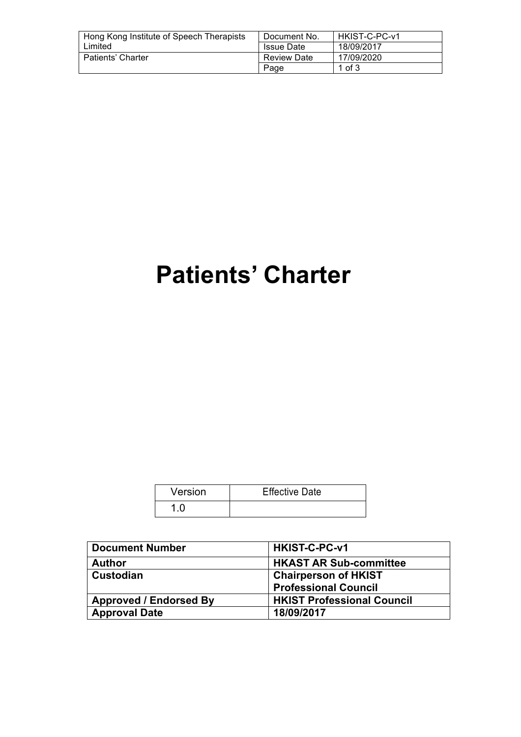| Hong Kong Institute of Speech Therapists Limited | Document No. | HKIST-C-PC-v1 |
| --- | --- | --- |
| | Issue Date | 18/09/2017 |
| Patients' Charter | Review Date | 17/09/2020 |
| | Page | 1 of 3 |

# Patients' Charter

| Version | Effective Date |
| --- | --- |
| 1.0 | |

| **Document Number** | **HKIST-C-PC-v1** |
| --- | --- |
| **Author** | **HKAST AR Sub-committee** |
| **Custodian** | **Chairperson of HKIST Professional Council** |
| **Approved / Endorsed By** | **HKIST Professional Council** |
| **Approval Date** | **18/09/2017** |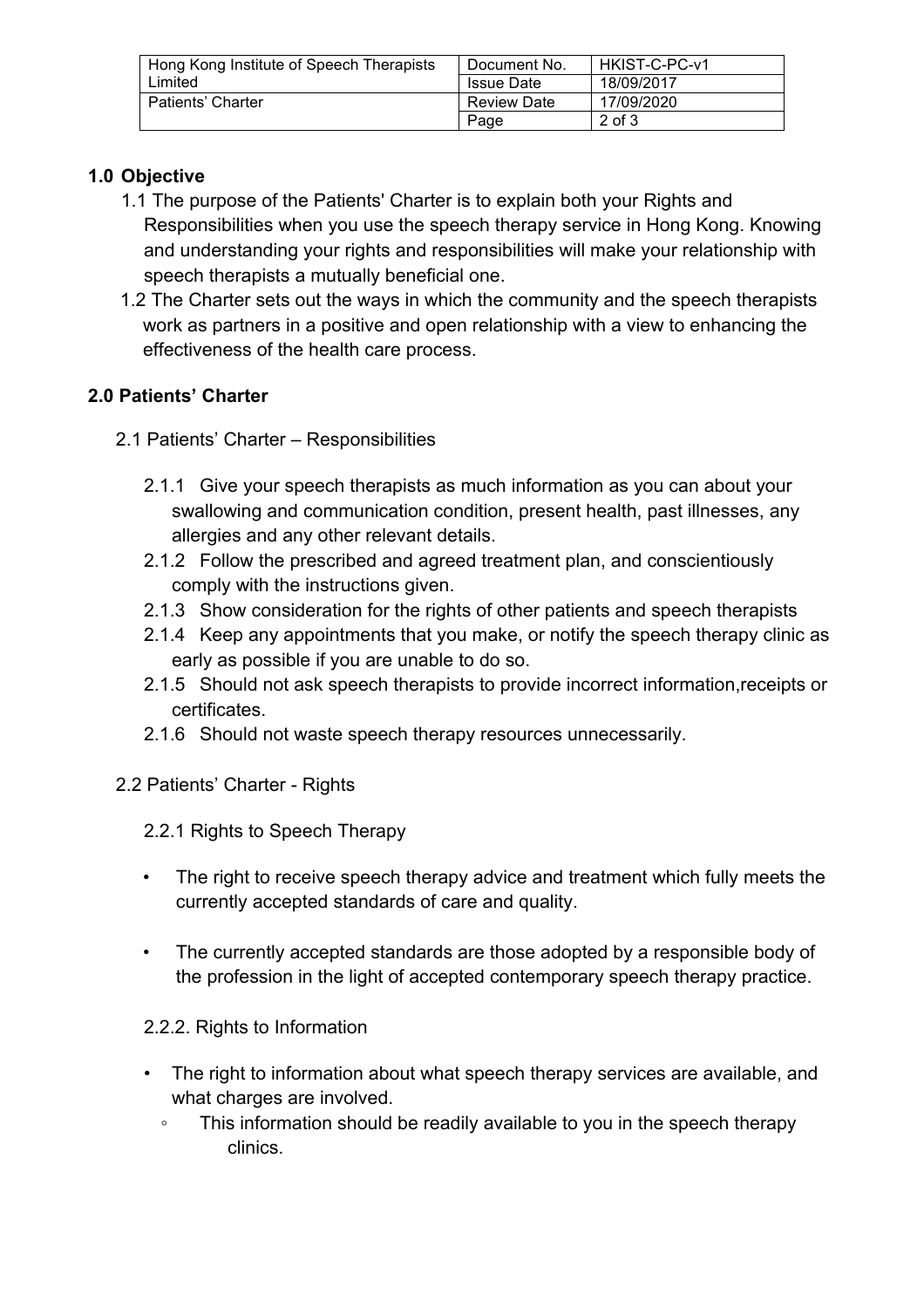## 1.0 Objective

1.1 The purpose of the Patients' Charter is to explain both your Rights and Responsibilities when you use the speech therapy service in Hong Kong. Knowing and understanding your rights and responsibilities will make your relationship with speech therapists a mutually beneficial one.

1.2 The Charter sets out the ways in which the community and the speech therapists work as partners in a positive and open relationship with a view to enhancing the effectiveness of the health care process.

## 2.0 Patients' Charter

### 2.1 Patients' Charter – Responsibilities

2.1.1 Give your speech therapists as much information as you can about your swallowing and communication condition, present health, past illnesses, any allergies and any other relevant details.

2.1.2 Follow the prescribed and agreed treatment plan, and conscientiously comply with the instructions given.

2.1.3 Show consideration for the rights of other patients and speech therapists

2.1.4 Keep any appointments that you make, or notify the speech therapy clinic as early as possible if you are unable to do so.

2.1.5 Should not ask speech therapists to provide incorrect information,receipts or certificates.

2.1.6 Should not waste speech therapy resources unnecessarily.

### 2.2 Patients' Charter - Rights

#### 2.2.1 Rights to Speech Therapy

- The right to receive speech therapy advice and treatment which fully meets the currently accepted standards of care and quality.
- The currently accepted standards are those adopted by a responsible body of the profession in the light of accepted contemporary speech therapy practice.

#### 2.2.2. Rights to Information

- The right to information about what speech therapy services are available, and what charges are involved.
  - This information should be readily available to you in the speech therapy clinics.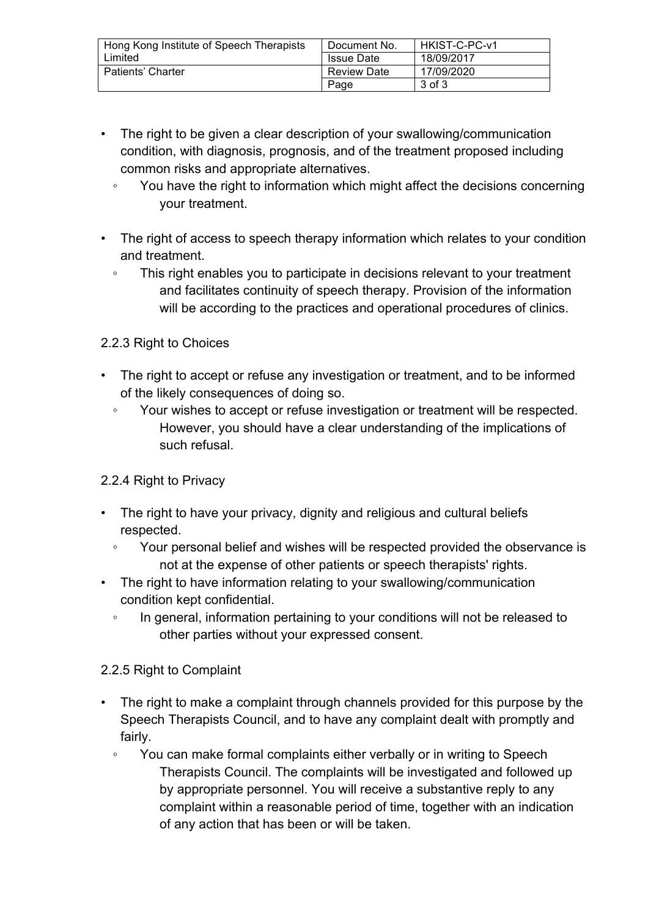- The right to be given a clear description of your swallowing/communication condition, with diagnosis, prognosis, and of the treatment proposed including common risks and appropriate alternatives.
  - You have the right to information which might affect the decisions concerning your treatment.
- The right of access to speech therapy information which relates to your condition and treatment.
  - This right enables you to participate in decisions relevant to your treatment and facilitates continuity of speech therapy. Provision of the information will be according to the practices and operational procedures of clinics.

### 2.2.3 Right to Choices

- The right to accept or refuse any investigation or treatment, and to be informed of the likely consequences of doing so.
  - Your wishes to accept or refuse investigation or treatment will be respected. However, you should have a clear understanding of the implications of such refusal.

### 2.2.4 Right to Privacy

- The right to have your privacy, dignity and religious and cultural beliefs respected.
  - Your personal belief and wishes will be respected provided the observance is not at the expense of other patients or speech therapists' rights.
- The right to have information relating to your swallowing/communication condition kept confidential.
  - In general, information pertaining to your conditions will not be released to other parties without your expressed consent.

### 2.2.5 Right to Complaint

- The right to make a complaint through channels provided for this purpose by the Speech Therapists Council, and to have any complaint dealt with promptly and fairly.
  - You can make formal complaints either verbally or in writing to Speech Therapists Council. The complaints will be investigated and followed up by appropriate personnel. You will receive a substantive reply to any complaint within a reasonable period of time, together with an indication of any action that has been or will be taken.